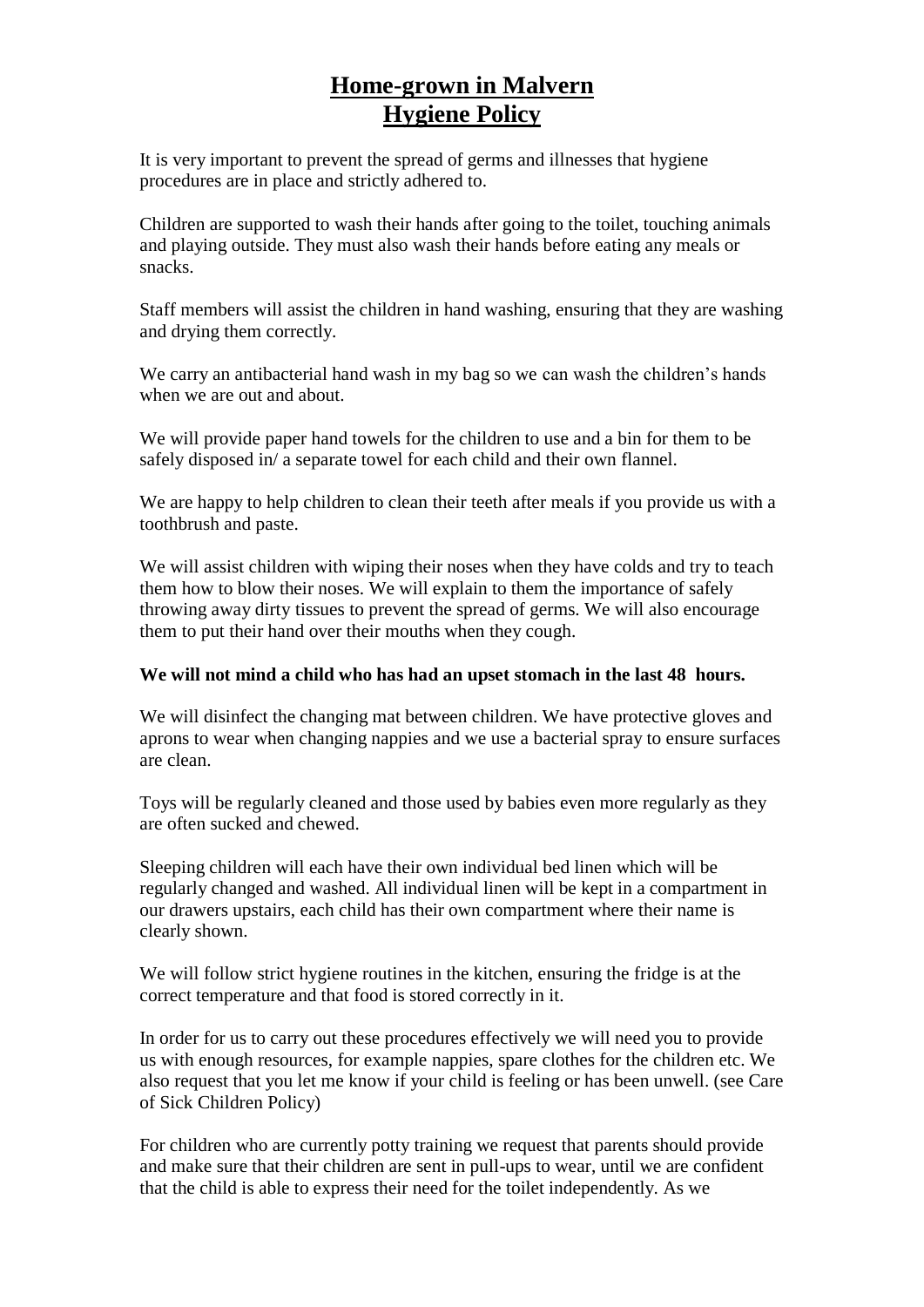# Home-grown in Malvern
# Hygiene Policy

It is very important to prevent the spread of germs and illnesses that hygiene procedures are in place and strictly adhered to.

Children are supported to wash their hands after going to the toilet, touching animals and playing outside. They must also wash their hands before eating any meals or snacks.

Staff members will assist the children in hand washing, ensuring that they are washing and drying them correctly.

We carry an antibacterial hand wash in my bag so we can wash the children's hands when we are out and about.

We will provide paper hand towels for the children to use and a bin for them to be safely disposed in/ a separate towel for each child and their own flannel.

We are happy to help children to clean their teeth after meals if you provide us with a toothbrush and paste.

We will assist children with wiping their noses when they have colds and try to teach them how to blow their noses. We will explain to them the importance of safely throwing away dirty tissues to prevent the spread of germs. We will also encourage them to put their hand over their mouths when they cough.

**We will not mind a child who has had an upset stomach in the last 48 hours.**

We will disinfect the changing mat between children. We have protective gloves and aprons to wear when changing nappies and we use a bacterial spray to ensure surfaces are clean.

Toys will be regularly cleaned and those used by babies even more regularly as they are often sucked and chewed.

Sleeping children will each have their own individual bed linen which will be regularly changed and washed. All individual linen will be kept in a compartment in our drawers upstairs, each child has their own compartment where their name is clearly shown.

We will follow strict hygiene routines in the kitchen, ensuring the fridge is at the correct temperature and that food is stored correctly in it.

In order for us to carry out these procedures effectively we will need you to provide us with enough resources, for example nappies, spare clothes for the children etc. We also request that you let me know if your child is feeling or has been unwell. (see Care of Sick Children Policy)

For children who are currently potty training we request that parents should provide and make sure that their children are sent in pull-ups to wear, until we are confident that the child is able to express their need for the toilet independently. As we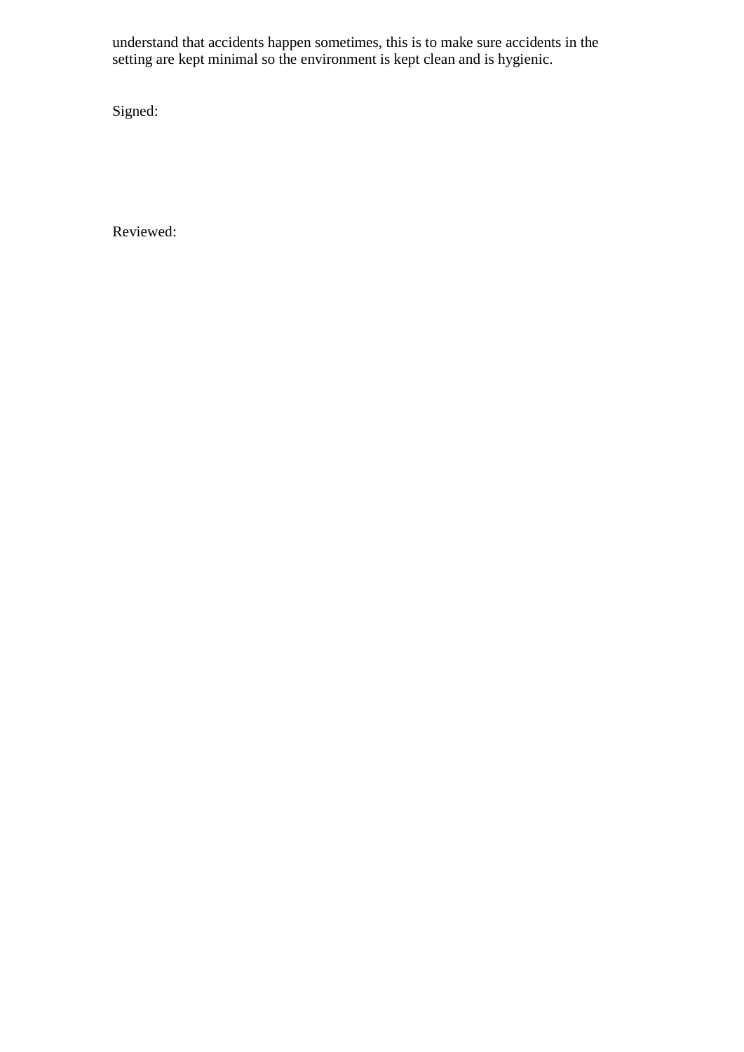understand that accidents happen sometimes, this is to make sure accidents in the setting are kept minimal so the environment is kept clean and is hygienic.

Signed:

Reviewed: